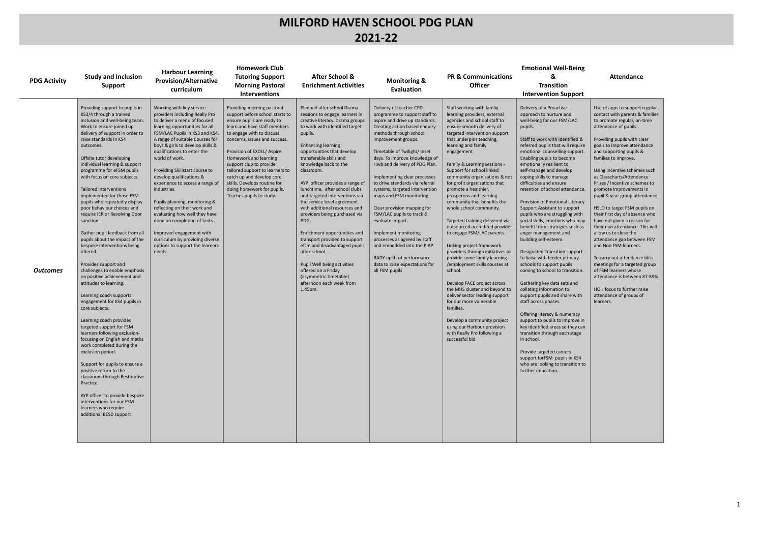# MILFORD HAVEN SCHOOL PDG PLAN
# 2021-22

| PDG Activity | Study and Inclusion Support | Harbour Learning Provision/Alternative curriculum | Homework Club Tutoring Support Morning Pastoral Interventions | After School & Enrichment Activities | Monitoring & Evaluation | PR & Communications Officer | Emotional Well-Being & Transition Intervention Support | Attendance |
|---|---|---|---|---|---|---|---|---|
| ***Outcomes*** | Providing support to pupils in KS3/4 through a trained inclusion and well-being team. Work to ensure joined up delivery of support in order to raise standards in KS4 outcomes.<br><br>Offsite tutor developing individual learning & support programme for eFSM pupils with focus on core subjects.<br><br>Tailored interventions implemented for those FSM pupils who repeatedly display poor behaviour choices and require IER or Revolving Door sanction.<br><br>Gather pupil feedback from all pupils about the impact of the bespoke interventions being offered.<br><br>Provides support and challenges to enable emphasis on positive achievement and attitudes to learning.<br><br>Learning coach supports engagement for KS4 pupils in core subjects.<br><br>Learning coach provides targeted support for FSM learners following exclusion- focusing on English and maths work completed during the exclusion period.<br><br>Support for pupils to ensure a positive return to the classroom through Restorative Practice.<br><br>AYP officer to provide bespoke interventions for our FSM learners who require additional BESD support | Working with key service providers including Really Pro to deliver a menu of focused learning opportunities for all FSM/LAC Pupils in KS3 and KS4. A range of suitable Courses for boys & girls to develop skills & qualifications to enter the world of work.<br><br>Providing Skillstart course to develop qualifications & experience to access a range of industries.<br><br>Pupils planning, monitoring & reflecting on their work and evaluating how well they have done on completion of tasks.<br><br>Improved engagement with curriculum by providing diverse options to support the learners needs. | Providing morning pastoral support before school starts to ensure pupils are ready to learn and have staff members to engage with to discuss concerns, issues and success.<br><br>Provision of EXCEL/ Aspire Homework and learning support club to provide tailored support to learners to catch up and develop core skills. Develops routine for doing homework for pupils. Teaches pupils to study. | Planned after school Drama sessions to engage learners in creative literacy. Drama groups to work with identified target pupils.<br><br>Enhancing learning opportunities that develop transferable skills and knowledge back to the classroom.<br><br>AYP officer provides a range of lunchtime, after school clubs and targeted interventions via the service level agreement with additional resources and providers being purchased via PDG.<br><br>Enrichment opportunities and transport provided to support efsm and disadvantaged pupils after school.<br><br>Pupil Well being activities offered on a Friday (asymmetric timetable) afternoon each week from 1.45pm. | Delivery of teacher CPD programme to support staff to aspire and drive up standards. Creating action based enquiry methods through school improvement groups.<br><br>Timetable of Twilight/ Inset days. To improve knowledge of Hwb and delivery of PDG Plan.<br><br>Implementing clear processes to drive standards via referral systems, targeted intervention maps and FSM monitoring.<br><br>Clear provision mapping for FSM/LAC pupils to track & evaluate impact.<br><br>Implement monitoring processes as agreed by staff and embedded into the PIAP.<br><br>RADY uplift of performance data to raise expectations for all FSM pupils | Staff working with family learning providers, external agencies and school staff to ensure smooth delivery of targeted intervention support that underpins teaching, learning and family engagement<br><br>Family & Learning sessions - Support for school linked community organisations & not for profit organisations that promote a healthier, prosperous and learning community that benefits the whole school community.<br><br>Targeted training delivered via outsourced accredited provider to engage FSM/LAC parents.<br><br>Linking project framework providers through initiatives to provide some family learning /employment skills courses at school.<br><br>Develop FACE project across the MHS cluster and beyond to deliver sector leading support for our more vulnerable families.<br><br>Develop a community project using our Harbour provision with Really Pro following a successful bid. | Delivery of a Proactive approach to nurture and well-being for our FSM/LAC pupils.<br><br>Staff to work with identified & referred pupils that will require emotional counselling support. Enabling pupils to become emotionally resilient to self-manage and develop coping skills to manage difficulties and ensure retention of school attendance.<br><br>Provision of Emotional Literacy Support Assistant to support pupils who are struggling with social skills, emotions who may benefit from strategies such as anger management and building self-esteem.<br><br>Designated Transition support to liaise with feeder primary schools to support pupils coming to school to transition.<br><br>Gathering key data sets and collating information to support pupils and share with staff across phases.<br><br>Offering literacy & numeracy support to pupils to improve in key identified areas so they can transition through each stage in school.<br><br>Provide targeted careers support forFSM pupils in KS4 who are looking to transition to further education. | Use of apps to support regular contact with parents & families to promote regular, on-time attendance of pupils.<br><br>Providing pupils with clear goals to improve attendance and supporting pupils & families to improve.<br><br>Using incentive schemes such as Classcharts/Attendance Prizes / Incentive schemes to promote improvements in pupil & year group attendance.<br><br>HSLO to target FSM pupils on their first day of absence who have not given a reason for their non attendance. This will allow us to close the attendance gap between FSM and Non FSM learners.<br><br>To carry out attendance blitz meetings for a targeted group of FSM learners whose attendance is between 87-89%<br><br>HOH focus to further raise attendance of groups of learners. |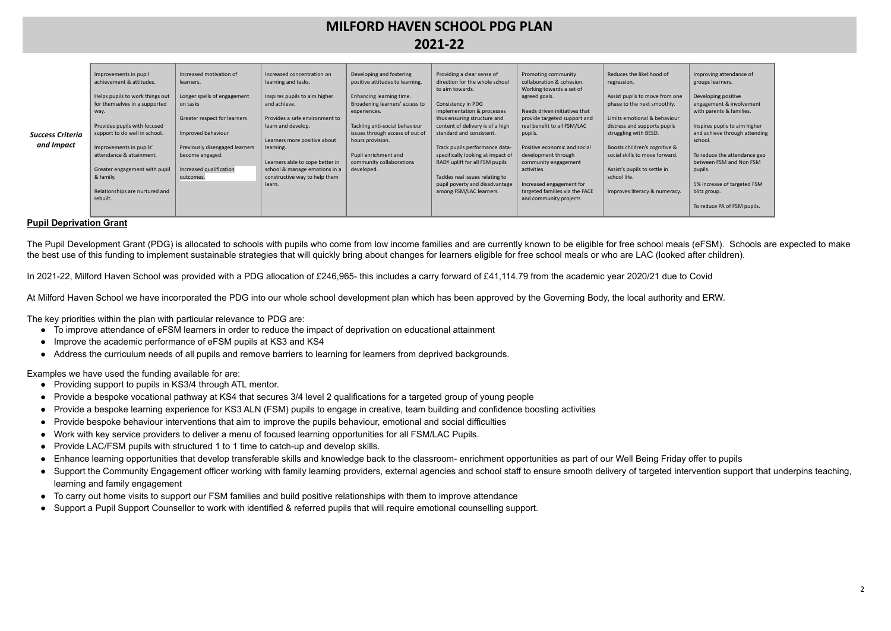# MILFORD HAVEN SCHOOL PDG PLAN
# 2021-22

| | | | | | | | | |
|---|---|---|---|---|---|---|---|---|
| ***Success Criteria and Impact*** | Improvements in pupil achievement & attitudes.<br><br>Helps pupils to work things out for themselves in a supported way.<br><br>Provides pupils with focused support to do well in school.<br><br>Improvements in pupils' attendance & attainment.<br><br>Greater engagement with pupil & family.<br><br>Relationships are nurtured and rebuilt. | Increased motivation of learners.<br><br>Longer spells of engagement on tasks<br><br>Greater respect for learners<br><br>Improved behaviour<br><br>Previously disengaged learners become engaged.<br><br>Increased qualification outcomes. | Increased concentration on learning and tasks.<br><br>Inspires pupils to aim higher and achieve.<br><br>Provides a safe environment to learn and develop.<br><br>Learners more positive about learning.<br><br>Learners able to cope better in school & manage emotions in a constructive way to help them learn. | Developing and fostering positive attitudes to learning.<br><br>Enhancing learning time.<br>Broadening learners' access to experiences.<br><br>Tackling anti-social behaviour issues through access of out of hours provision.<br><br>Pupil enrichment and community collaborations developed. | Providing a clear sense of direction for the whole school to aim towards.<br><br>Consistency in PDG implementation & processes thus ensuring structure and content of delivery is of a high standard and consistent.<br><br>Track pupils performance data-specifically looking at impact of RADY uplift for all FSM pupils<br><br>Tackles real issues relating to pupil poverty and disadvantage among FSM/LAC learners. | Promoting community collaboration & cohesion. Working towards a set of agreed goals.<br><br>Needs driven initiatives that provide targeted support and real benefit to all FSM/LAC pupils.<br><br>Positive economic and social development through community engagement activities.<br><br>Increased engagement for targeted families via the FACE and community projects | Reduces the likelihood of regression.<br><br>Assist pupils to move from one phase to the next smoothly.<br><br>Limits emotional & behaviour distress and supports pupils struggling with BESD.<br><br>Boosts children's cognitive & social skills to move forward.<br><br>Assist's pupils to settle in school life.<br><br>Improves literacy & numeracy. | Improving attendance of groups learners.<br><br>Developing positive engagement & involvement with parents & families.<br><br>Inspires pupils to aim higher and achieve through attending school.<br><br>To reduce the attendance gap between FSM and Non FSM pupils.<br><br>5% increase of targeted FSM blitz group.<br><br>To reduce PA of FSM pupils. |

**Pupil Deprivation Grant**

The Pupil Development Grant (PDG) is allocated to schools with pupils who come from low income families and are currently known to be eligible for free school meals (eFSM). Schools are expected to make the best use of this funding to implement sustainable strategies that will quickly bring about changes for learners eligible for free school meals or who are LAC (looked after children).

In 2021-22, Milford Haven School was provided with a PDG allocation of £246,965- this includes a carry forward of £41,114.79 from the academic year 2020/21 due to Covid

At Milford Haven School we have incorporated the PDG into our whole school development plan which has been approved by the Governing Body, the local authority and ERW.

The key priorities within the plan with particular relevance to PDG are:

- To improve attendance of eFSM learners in order to reduce the impact of deprivation on educational attainment
- Improve the academic performance of eFSM pupils at KS3 and KS4
- Address the curriculum needs of all pupils and remove barriers to learning for learners from deprived backgrounds.

Examples we have used the funding available for are:

- Providing support to pupils in KS3/4 through ATL mentor.
- Provide a bespoke vocational pathway at KS4 that secures 3/4 level 2 qualifications for a targeted group of young people
- Provide a bespoke learning experience for KS3 ALN (FSM) pupils to engage in creative, team building and confidence boosting activities
- Provide bespoke behaviour interventions that aim to improve the pupils behaviour, emotional and social difficulties
- Work with key service providers to deliver a menu of focused learning opportunities for all FSM/LAC Pupils.
- Provide LAC/FSM pupils with structured 1 to 1 time to catch-up and develop skills.
- Enhance learning opportunities that develop transferable skills and knowledge back to the classroom- enrichment opportunities as part of our Well Being Friday offer to pupils
- Support the Community Engagement officer working with family learning providers, external agencies and school staff to ensure smooth delivery of targeted intervention support that underpins teaching, learning and family engagement
- To carry out home visits to support our FSM families and build positive relationships with them to improve attendance
- Support a Pupil Support Counsellor to work with identified & referred pupils that will require emotional counselling support.